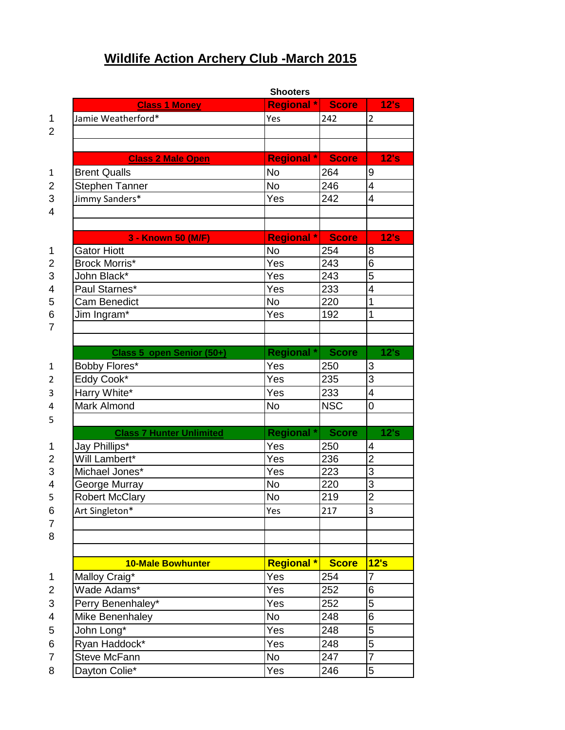# Wildlife Action Archery Club -March 2015

**Shooters**

| | Class 1 Money | Regional * | Score | 12's |
|---|---|---|---|---|
| 1 | Jamie Weatherford* | Yes | 242 | 2 |
| 2 | | | | |

| | Class 2 Male Open | Regional * | Score | 12's |
|---|---|---|---|---|
| 1 | Brent Qualls | No | 264 | 9 |
| 2 | Stephen Tanner | No | 246 | 4 |
| 3 | Jimmy Sanders* | Yes | 242 | 4 |
| 4 | | | | |

| | 3 - Known 50 (M/F) | Regional * | Score | 12's |
|---|---|---|---|---|
| 1 | Gator Hiott | No | 254 | 8 |
| 2 | Brock Morris* | Yes | 243 | 6 |
| 3 | John Black* | Yes | 243 | 5 |
| 4 | Paul Starnes* | Yes | 233 | 4 |
| 5 | Cam Benedict | No | 220 | 1 |
| 6 | Jim Ingram* | Yes | 192 | 1 |
| 7 | | | | |

| | Class 5 open Senior (50+) | Regional * | Score | 12's |
|---|---|---|---|---|
| 1 | Bobby Flores* | Yes | 250 | 3 |
| 2 | Eddy Cook* | Yes | 235 | 3 |
| 3 | Harry White* | Yes | 233 | 4 |
| 4 | Mark Almond | No | NSC | 0 |
| 5 | | | | |

| | Class 7 Hunter Unlimited | Regional * | Score | 12's |
|---|---|---|---|---|
| 1 | Jay Phillips* | Yes | 250 | 4 |
| 2 | Will Lambert* | Yes | 236 | 2 |
| 3 | Michael Jones* | Yes | 223 | 3 |
| 4 | George Murray | No | 220 | 3 |
| 5 | Robert McClary | No | 219 | 2 |
| 6 | Art Singleton* | Yes | 217 | 3 |
| 7 | | | | |
| 8 | | | | |

| | 10-Male Bowhunter | Regional * | Score | 12's |
|---|---|---|---|---|
| 1 | Malloy Craig* | Yes | 254 | 7 |
| 2 | Wade Adams* | Yes | 252 | 6 |
| 3 | Perry Benenhaley* | Yes | 252 | 5 |
| 4 | Mike Benenhaley | No | 248 | 6 |
| 5 | John Long* | Yes | 248 | 5 |
| 6 | Ryan Haddock* | Yes | 248 | 5 |
| 7 | Steve McFann | No | 247 | 7 |
| 8 | Dayton Colie* | Yes | 246 | 5 |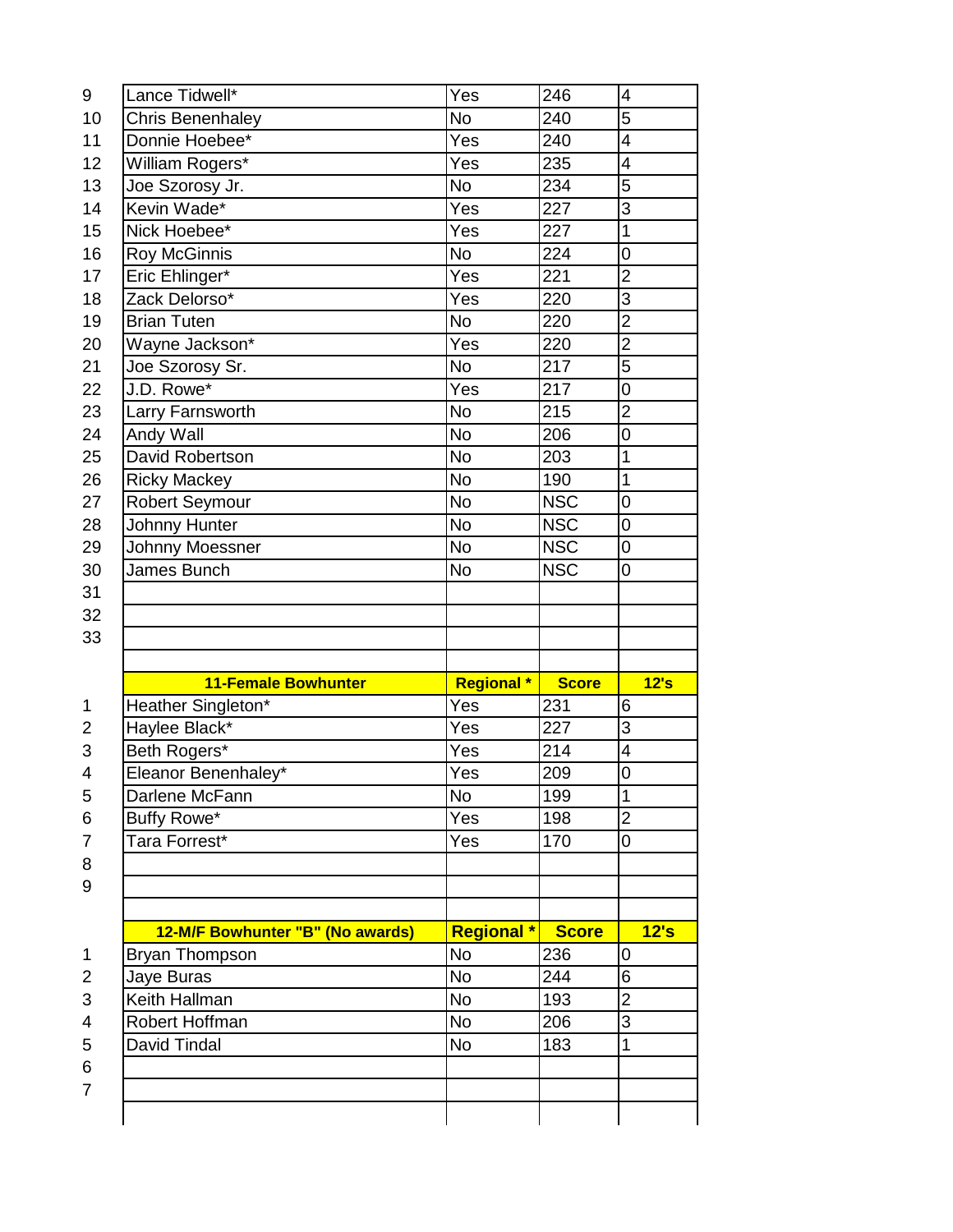| | | | | |
|---|---|---|---|---|
| 9 | Lance Tidwell* | Yes | 246 | 4 |
| 10 | Chris Benenhaley | No | 240 | 5 |
| 11 | Donnie Hoebee* | Yes | 240 | 4 |
| 12 | William Rogers* | Yes | 235 | 4 |
| 13 | Joe Szorosy Jr. | No | 234 | 5 |
| 14 | Kevin Wade* | Yes | 227 | 3 |
| 15 | Nick Hoebee* | Yes | 227 | 1 |
| 16 | Roy McGinnis | No | 224 | 0 |
| 17 | Eric Ehlinger* | Yes | 221 | 2 |
| 18 | Zack Delorso* | Yes | 220 | 3 |
| 19 | Brian Tuten | No | 220 | 2 |
| 20 | Wayne Jackson* | Yes | 220 | 2 |
| 21 | Joe Szorosy Sr. | No | 217 | 5 |
| 22 | J.D. Rowe* | Yes | 217 | 0 |
| 23 | Larry Farnsworth | No | 215 | 2 |
| 24 | Andy Wall | No | 206 | 0 |
| 25 | David Robertson | No | 203 | 1 |
| 26 | Ricky Mackey | No | 190 | 1 |
| 27 | Robert Seymour | No | NSC | 0 |
| 28 | Johnny Hunter | No | NSC | 0 |
| 29 | Johnny Moessner | No | NSC | 0 |
| 30 | James Bunch | No | NSC | 0 |
| 31 | | | | |
| 32 | | | | |
| 33 | | | | |

| | 11-Female Bowhunter | Regional * | Score | 12's |
|---|---|---|---|---|
| 1 | Heather Singleton* | Yes | 231 | 6 |
| 2 | Haylee Black* | Yes | 227 | 3 |
| 3 | Beth Rogers* | Yes | 214 | 4 |
| 4 | Eleanor Benenhaley* | Yes | 209 | 0 |
| 5 | Darlene McFann | No | 199 | 1 |
| 6 | Buffy Rowe* | Yes | 198 | 2 |
| 7 | Tara Forrest* | Yes | 170 | 0 |
| 8 | | | | |
| 9 | | | | |

| | 12-M/F Bowhunter "B" (No awards) | Regional * | Score | 12's |
|---|---|---|---|---|
| 1 | Bryan Thompson | No | 236 | 0 |
| 2 | Jaye Buras | No | 244 | 6 |
| 3 | Keith Hallman | No | 193 | 2 |
| 4 | Robert Hoffman | No | 206 | 3 |
| 5 | David Tindal | No | 183 | 1 |
| 6 | | | | |
| 7 | | | | |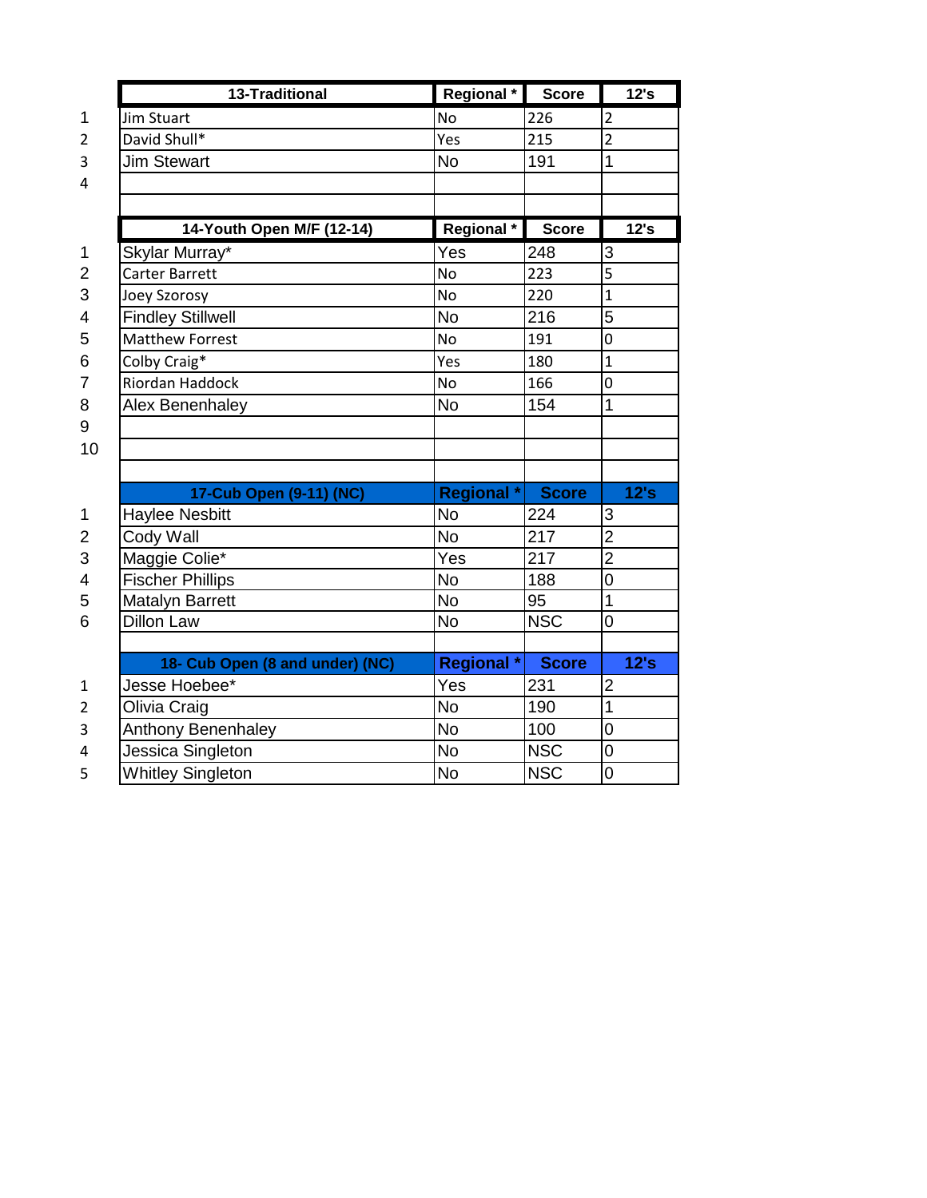| | 13-Traditional | Regional * | Score | 12's |
|---|---|---|---|---|
| 1 | Jim Stuart | No | 226 | 2 |
| 2 | David Shull* | Yes | 215 | 2 |
| 3 | Jim Stewart | No | 191 | 1 |
| 4 | | | | |

| | 14-Youth Open M/F (12-14) | Regional * | Score | 12's |
|---|---|---|---|---|
| 1 | Skylar Murray* | Yes | 248 | 3 |
| 2 | Carter Barrett | No | 223 | 5 |
| 3 | Joey Szorosy | No | 220 | 1 |
| 4 | Findley Stillwell | No | 216 | 5 |
| 5 | Matthew Forrest | No | 191 | 0 |
| 6 | Colby Craig* | Yes | 180 | 1 |
| 7 | Riordan Haddock | No | 166 | 0 |
| 8 | Alex Benenhaley | No | 154 | 1 |
| 9 | | | | |
| 10 | | | | |

| | 17-Cub Open (9-11) (NC) | Regional * | Score | 12's |
|---|---|---|---|---|
| 1 | Haylee Nesbitt | No | 224 | 3 |
| 2 | Cody Wall | No | 217 | 2 |
| 3 | Maggie Colie* | Yes | 217 | 2 |
| 4 | Fischer Phillips | No | 188 | 0 |
| 5 | Matalyn Barrett | No | 95 | 1 |
| 6 | Dillon Law | No | NSC | 0 |

| | 18- Cub Open (8 and under) (NC) | Regional * | Score | 12's |
|---|---|---|---|---|
| 1 | Jesse Hoebee* | Yes | 231 | 2 |
| 2 | Olivia Craig | No | 190 | 1 |
| 3 | Anthony Benenhaley | No | 100 | 0 |
| 4 | Jessica Singleton | No | NSC | 0 |
| 5 | Whitley Singleton | No | NSC | 0 |